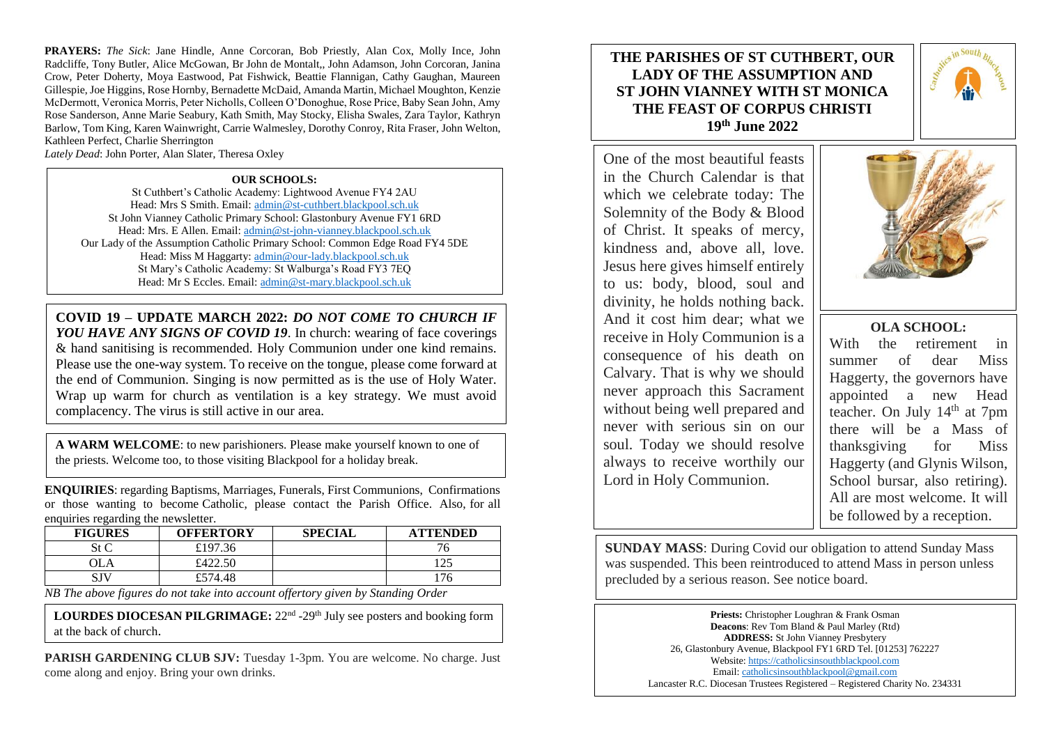**PRAYERS:** *The Sick*: Jane Hindle, Anne Corcoran, Bob Priestly, Alan Cox, Molly Ince, John Radcliffe, Tony Butler, Alice McGowan, Br John de Montalt,, John Adamson, John Corcoran, Janina Crow, Peter Doherty, Moya Eastwood, Pat Fishwick, Beattie Flannigan, Cathy Gaughan, Maureen Gillespie, Joe Higgins, Rose Hornby, Bernadette McDaid, Amanda Martin, Michael Moughton, Kenzie McDermott, Veronica Morris, Peter Nicholls, Colleen O'Donoghue, Rose Price, Baby Sean John, Amy Rose Sanderson, Anne Marie Seabury, Kath Smith, May Stocky, Elisha Swales, Zara Taylor, Kathryn Barlow, Tom King, Karen Wainwright, Carrie Walmesley, Dorothy Conroy, Rita Fraser, John Welton, Kathleen Perfect, Charlie Sherrington

*Lately Dead*: John Porter, Alan Slater, Theresa Oxley

**OUR SCHOOLS:**

St Cuthbert's Catholic Academy: Lightwood Avenue FY4 2AU
Head: Mrs S Smith. Email: admin@st-cuthbert.blackpool.sch.uk
St John Vianney Catholic Primary School: Glastonbury Avenue FY1 6RD
Head: Mrs. E Allen. Email: admin@st-john-vianney.blackpool.sch.uk
Our Lady of the Assumption Catholic Primary School: Common Edge Road FY4 5DE
Head: Miss M Haggarty: admin@our-lady.blackpool.sch.uk
St Mary's Catholic Academy: St Walburga's Road FY3 7EQ
Head: Mr S Eccles. Email: admin@st-mary.blackpool.sch.uk

**COVID 19 – UPDATE MARCH 2022:** ***DO NOT COME TO CHURCH IF YOU HAVE ANY SIGNS OF COVID 19***. In church: wearing of face coverings & hand sanitising is recommended. Holy Communion under one kind remains. Please use the one-way system. To receive on the tongue, please come forward at the end of Communion. Singing is now permitted as is the use of Holy Water. Wrap up warm for church as ventilation is a key strategy. We must avoid complacency. The virus is still active in our area.

**A WARM WELCOME**: to new parishioners. Please make yourself known to one of the priests. Welcome too, to those visiting Blackpool for a holiday break.

**ENQUIRIES**: regarding Baptisms, Marriages, Funerals, First Communions, Confirmations or those wanting to become Catholic, please contact the Parish Office. Also, for all enquiries regarding the newsletter.

| FIGURES | OFFERTORY | SPECIAL | ATTENDED |
|---|---|---|---|
| St C | £197.36 | | 76 |
| OLA | £422.50 | | 125 |
| SJV | £574.48 | | 176 |

*NB The above figures do not take into account offertory given by Standing Order*

**LOURDES DIOCESAN PILGRIMAGE:** 22nd -29th July see posters and booking form at the back of church.

**PARISH GARDENING CLUB SJV:** Tuesday 1-3pm. You are welcome. No charge. Just come along and enjoy. Bring your own drinks.

# THE PARISHES OF ST CUTHBERT, OUR LADY OF THE ASSUMPTION AND ST JOHN VIANNEY WITH ST MONICA
# THE FEAST OF CORPUS CHRISTI
## 19th June 2022

One of the most beautiful feasts in the Church Calendar is that which we celebrate today: The Solemnity of the Body & Blood of Christ. It speaks of mercy, kindness and, above all, love. Jesus here gives himself entirely to us: body, blood, soul and divinity, he holds nothing back. And it cost him dear; what we receive in Holy Communion is a consequence of his death on Calvary. That is why we should never approach this Sacrament without being well prepared and never with serious sin on our soul. Today we should resolve always to receive worthily our Lord in Holy Communion.

**OLA SCHOOL:**

With the retirement in summer of dear Miss Haggerty, the governors have appointed a new Head teacher. On July 14th at 7pm there will be a Mass of thanksgiving for Miss Haggerty (and Glynis Wilson, School bursar, also retiring). All are most welcome. It will be followed by a reception.

**SUNDAY MASS**: During Covid our obligation to attend Sunday Mass was suspended. This been reintroduced to attend Mass in person unless precluded by a serious reason. See notice board.

**Priests:** Christopher Loughran & Frank Osman
**Deacons**: Rev Tom Bland & Paul Marley (Rtd)
**ADDRESS:** St John Vianney Presbytery
26, Glastonbury Avenue, Blackpool FY1 6RD Tel. [01253] 762227
Website: https://catholicsinsouthblackpool.com
Email: catholicsinsouthblackpool@gmail.com
Lancaster R.C. Diocesan Trustees Registered – Registered Charity No. 234331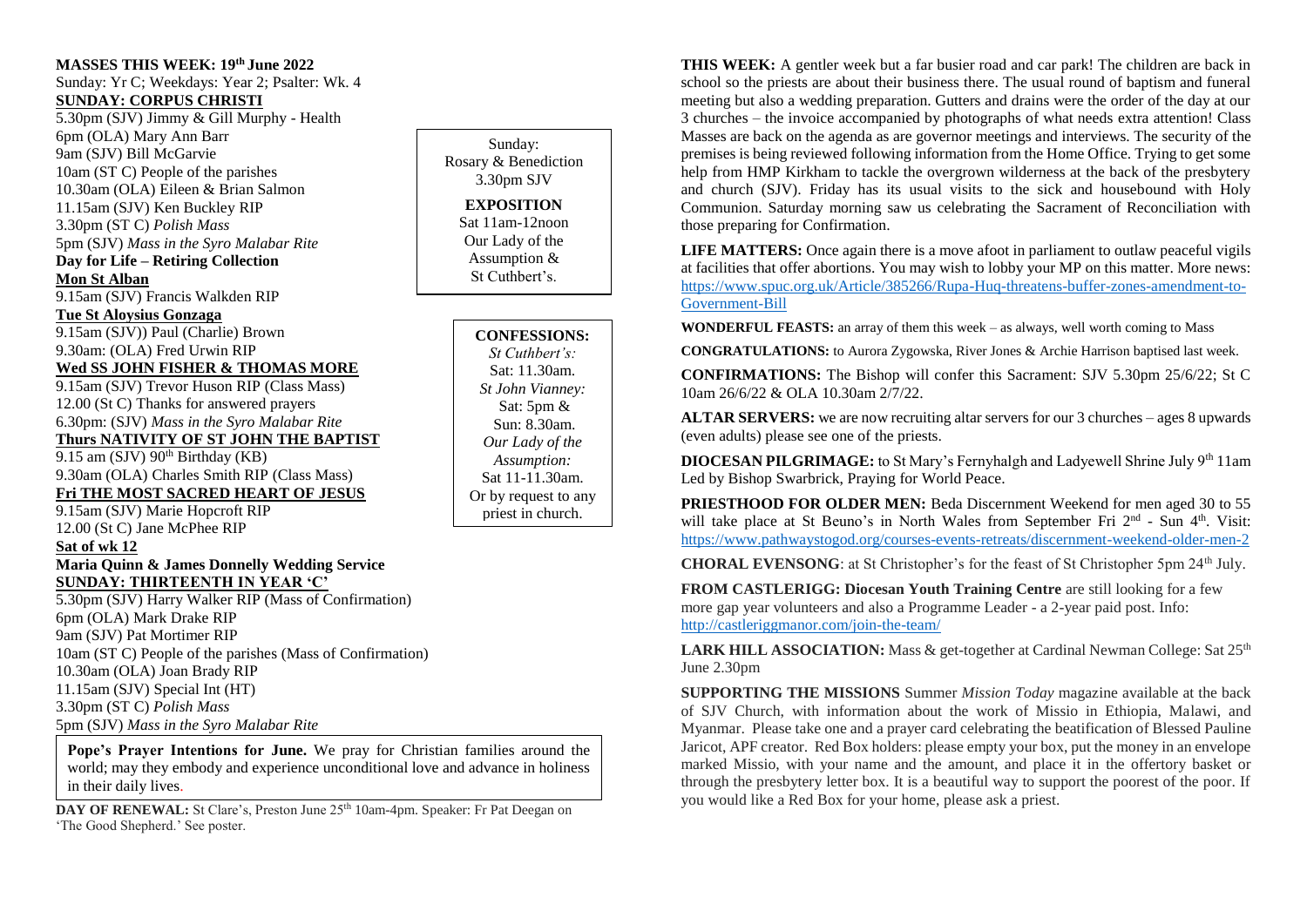**MASSES THIS WEEK: 19th June 2022**

Sunday: Yr C; Weekdays: Year 2; Psalter: Wk. 4

**SUNDAY: CORPUS CHRISTI**

5.30pm (SJV) Jimmy & Gill Murphy - Health
6pm (OLA) Mary Ann Barr
9am (SJV) Bill McGarvie
10am (ST C) People of the parishes
10.30am (OLA) Eileen & Brian Salmon
11.15am (SJV) Ken Buckley RIP
3.30pm (ST C) *Polish Mass*
5pm (SJV) *Mass in the Syro Malabar Rite*

**Day for Life – Retiring Collection**

**Mon St Alban**

9.15am (SJV) Francis Walkden RIP

**Tue St Aloysius Gonzaga**

9.15am (SJV)) Paul (Charlie) Brown
9.30am: (OLA) Fred Urwin RIP

**Wed SS JOHN FISHER & THOMAS MORE**

9.15am (SJV) Trevor Huson RIP (Class Mass)
12.00 (St C) Thanks for answered prayers
6.30pm: (SJV) *Mass in the Syro Malabar Rite*

**Thurs NATIVITY OF ST JOHN THE BAPTIST**

9.15 am (SJV) 90th Birthday (KB)
9.30am (OLA) Charles Smith RIP (Class Mass)

**Fri THE MOST SACRED HEART OF JESUS**

9.15am (SJV) Marie Hopcroft RIP
12.00 (St C) Jane McPhee RIP

**Sat of wk 12**

**Maria Quinn & James Donnelly Wedding Service**

**SUNDAY: THIRTEENTH IN YEAR 'C'**

5.30pm (SJV) Harry Walker RIP (Mass of Confirmation)
6pm (OLA) Mark Drake RIP
9am (SJV) Pat Mortimer RIP
10am (ST C) People of the parishes (Mass of Confirmation)
10.30am (OLA) Joan Brady RIP
11.15am (SJV) Special Int (HT)
3.30pm (ST C) *Polish Mass*
5pm (SJV) *Mass in the Syro Malabar Rite*

Sunday:
Rosary & Benediction
3.30pm SJV

**EXPOSITION**
Sat 11am-12noon
Our Lady of the Assumption & St Cuthbert's.

**CONFESSIONS:**
*St Cuthbert's:*
Sat: 11.30am.
*St John Vianney:*
Sat: 5pm &
Sun: 8.30am.
*Our Lady of the Assumption:*
Sat 11-11.30am.
Or by request to any priest in church.

**Pope's Prayer Intentions for June.** We pray for Christian families around the world; may they embody and experience unconditional love and advance in holiness in their daily lives.

**DAY OF RENEWAL:** St Clare's, Preston June 25th 10am-4pm. Speaker: Fr Pat Deegan on 'The Good Shepherd.' See poster.

**THIS WEEK:** A gentler week but a far busier road and car park! The children are back in school so the priests are about their business there. The usual round of baptism and funeral meeting but also a wedding preparation. Gutters and drains were the order of the day at our 3 churches – the invoice accompanied by photographs of what needs extra attention! Class Masses are back on the agenda as are governor meetings and interviews. The security of the premises is being reviewed following information from the Home Office. Trying to get some help from HMP Kirkham to tackle the overgrown wilderness at the back of the presbytery and church (SJV). Friday has its usual visits to the sick and housebound with Holy Communion. Saturday morning saw us celebrating the Sacrament of Reconciliation with those preparing for Confirmation.

**LIFE MATTERS:** Once again there is a move afoot in parliament to outlaw peaceful vigils at facilities that offer abortions. You may wish to lobby your MP on this matter. More news: https://www.spuc.org.uk/Article/385266/Rupa-Huq-threatens-buffer-zones-amendment-to-Government-Bill

**WONDERFUL FEASTS:** an array of them this week – as always, well worth coming to Mass

**CONGRATULATIONS:** to Aurora Zygowska, River Jones & Archie Harrison baptised last week.

**CONFIRMATIONS:** The Bishop will confer this Sacrament: SJV 5.30pm 25/6/22; St C 10am 26/6/22 & OLA 10.30am 2/7/22.

**ALTAR SERVERS:** we are now recruiting altar servers for our 3 churches – ages 8 upwards (even adults) please see one of the priests.

**DIOCESAN PILGRIMAGE:** to St Mary's Fernyhalgh and Ladyewell Shrine July 9th 11am Led by Bishop Swarbrick, Praying for World Peace.

**PRIESTHOOD FOR OLDER MEN:** Beda Discernment Weekend for men aged 30 to 55 will take place at St Beuno's in North Wales from September Fri 2nd - Sun 4th. Visit: https://www.pathwaystogod.org/courses-events-retreats/discernment-weekend-older-men-2

**CHORAL EVENSONG**: at St Christopher's for the feast of St Christopher 5pm 24th July.

**FROM CASTLERIGG: Diocesan Youth Training Centre** are still looking for a few more gap year volunteers and also a Programme Leader - a 2-year paid post. Info: http://castleriggmanor.com/join-the-team/

**LARK HILL ASSOCIATION:** Mass & get-together at Cardinal Newman College: Sat 25th June 2.30pm

**SUPPORTING THE MISSIONS** Summer *Mission Today* magazine available at the back of SJV Church, with information about the work of Missio in Ethiopia, Malawi, and Myanmar. Please take one and a prayer card celebrating the beatification of Blessed Pauline Jaricot, APF creator. Red Box holders: please empty your box, put the money in an envelope marked Missio, with your name and the amount, and place it in the offertory basket or through the presbytery letter box. It is a beautiful way to support the poorest of the poor. If you would like a Red Box for your home, please ask a priest.